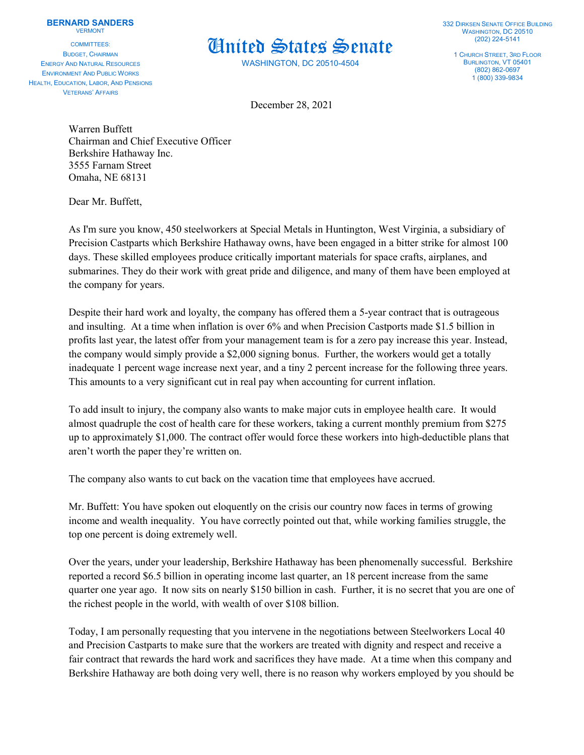**BERNARD SANDERS**
VERMONT

COMMITTEES:
BUDGET, CHAIRMAN
ENERGY AND NATURAL RESOURCES
ENVIRONMENT AND PUBLIC WORKS
HEALTH, EDUCATION, LABOR, AND PENSIONS
VETERANS' AFFAIRS

# United States Senate

WASHINGTON, DC 20510-4504

332 DIRKSEN SENATE OFFICE BUILDING
WASHINGTON, DC 20510
(202) 224-5141

1 CHURCH STREET, 3RD FLOOR
BURLINGTON, VT 05401
(802) 862-0697
1 (800) 339-9834

December 28, 2021

Warren Buffett
Chairman and Chief Executive Officer
Berkshire Hathaway Inc.
3555 Farnam Street
Omaha, NE 68131

Dear Mr. Buffett,

As I'm sure you know, 450 steelworkers at Special Metals in Huntington, West Virginia, a subsidiary of Precision Castparts which Berkshire Hathaway owns, have been engaged in a bitter strike for almost 100 days. These skilled employees produce critically important materials for space crafts, airplanes, and submarines. They do their work with great pride and diligence, and many of them have been employed at the company for years.

Despite their hard work and loyalty, the company has offered them a 5-year contract that is outrageous and insulting. At a time when inflation is over 6% and when Precision Castports made $1.5 billion in profits last year, the latest offer from your management team is for a zero pay increase this year. Instead, the company would simply provide a $2,000 signing bonus. Further, the workers would get a totally inadequate 1 percent wage increase next year, and a tiny 2 percent increase for the following three years. This amounts to a very significant cut in real pay when accounting for current inflation.

To add insult to injury, the company also wants to make major cuts in employee health care. It would almost quadruple the cost of health care for these workers, taking a current monthly premium from $275 up to approximately $1,000. The contract offer would force these workers into high-deductible plans that aren't worth the paper they're written on.

The company also wants to cut back on the vacation time that employees have accrued.

Mr. Buffett: You have spoken out eloquently on the crisis our country now faces in terms of growing income and wealth inequality. You have correctly pointed out that, while working families struggle, the top one percent is doing extremely well.

Over the years, under your leadership, Berkshire Hathaway has been phenomenally successful. Berkshire reported a record $6.5 billion in operating income last quarter, an 18 percent increase from the same quarter one year ago. It now sits on nearly $150 billion in cash. Further, it is no secret that you are one of the richest people in the world, with wealth of over $108 billion.

Today, I am personally requesting that you intervene in the negotiations between Steelworkers Local 40 and Precision Castparts to make sure that the workers are treated with dignity and respect and receive a fair contract that rewards the hard work and sacrifices they have made. At a time when this company and Berkshire Hathaway are both doing very well, there is no reason why workers employed by you should be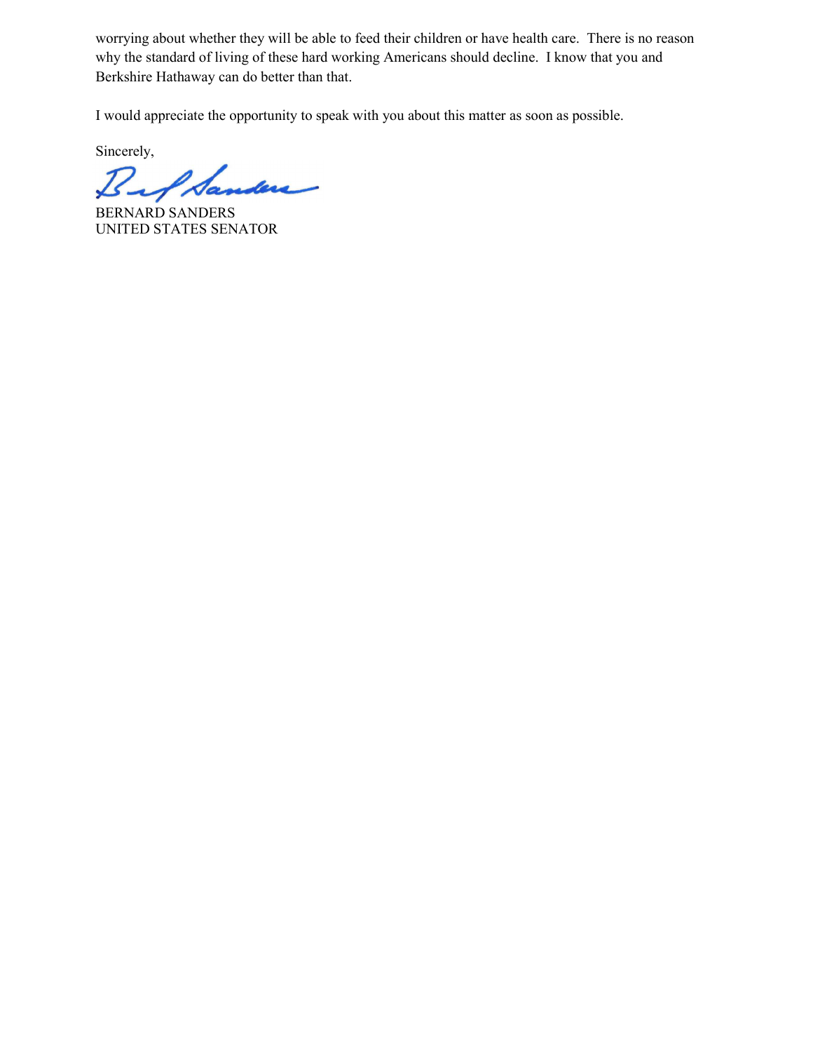worrying about whether they will be able to feed their children or have health care. There is no reason why the standard of living of these hard working Americans should decline. I know that you and Berkshire Hathaway can do better than that.

I would appreciate the opportunity to speak with you about this matter as soon as possible.

Sincerely,

BERNARD SANDERS
UNITED STATES SENATOR